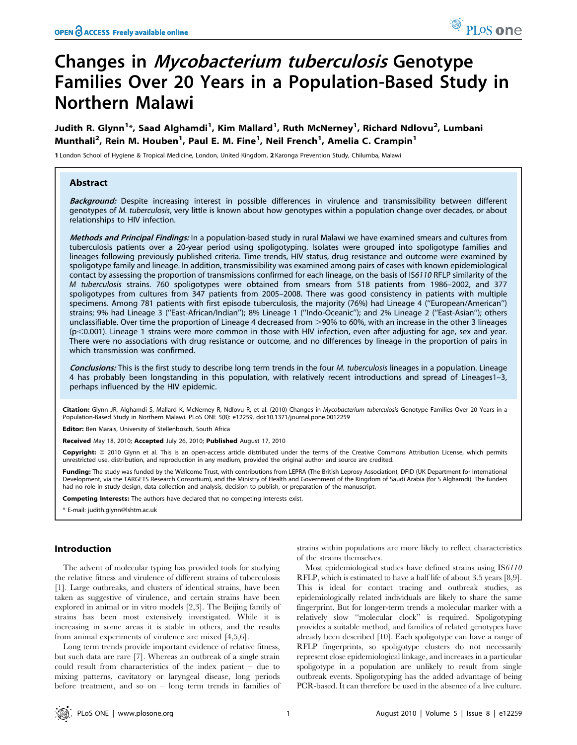# Changes in *Mycobacterium tuberculosis* Genotype Families Over 20 Years in a Population-Based Study in Northern Malawi

**Judith R. Glynn[1]\*, Saad Alghamdi[1], Kim Mallard[1], Ruth McNerney[1], Richard Ndlovu[2], Lumbani Munthali[2], Rein M. Houben[1], Paul E. M. Fine[1], Neil French[1], Amelia C. Crampin[1]**

1 London School of Hygiene & Tropical Medicine, London, United Kingdom, 2 Karonga Prevention Study, Chilumba, Malawi

## Abstract

***Background:*** Despite increasing interest in possible differences in virulence and transmissibility between different genotypes of *M. tuberculosis*, very little is known about how genotypes within a population change over decades, or about relationships to HIV infection.

***Methods and Principal Findings:*** In a population-based study in rural Malawi we have examined smears and cultures from tuberculosis patients over a 20-year period using spoligotyping. Isolates were grouped into spoligotype families and lineages following previously published criteria. Time trends, HIV status, drug resistance and outcome were examined by spoligotype family and lineage. In addition, transmissibility was examined among pairs of cases with known epidemiological contact by assessing the proportion of transmissions confirmed for each lineage, on the basis of IS*6110* RFLP similarity of the *M tuberculosis* strains. 760 spoligotypes were obtained from smears from 518 patients from 1986–2002, and 377 spoligotypes from cultures from 347 patients from 2005–2008. There was good consistency in patients with multiple specimens. Among 781 patients with first episode tuberculosis, the majority (76%) had Lineage 4 ("European/American") strains; 9% had Lineage 3 ("East-African/Indian"); 8% Lineage 1 ("Indo-Oceanic"); and 2% Lineage 2 ("East-Asian"); others unclassifiable. Over time the proportion of Lineage 4 decreased from >90% to 60%, with an increase in the other 3 lineages ($p<0.001$). Lineage 1 strains were more common in those with HIV infection, even after adjusting for age, sex and year. There were no associations with drug resistance or outcome, and no differences by lineage in the proportion of pairs in which transmission was confirmed.

***Conclusions:*** This is the first study to describe long term trends in the four *M. tuberculosis* lineages in a population. Lineage 4 has probably been longstanding in this population, with relatively recent introductions and spread of Lineages1–3, perhaps influenced by the HIV epidemic.

**Citation:** Glynn JR, Alghamdi S, Mallard K, McNerney R, Ndlovu R, et al. (2010) Changes in *Mycobacterium tuberculosis* Genotype Families Over 20 Years in a Population-Based Study in Northern Malawi. PLoS ONE 5(8): e12259. doi:10.1371/journal.pone.0012259

**Editor:** Ben Marais, University of Stellenbosch, South Africa

**Received** May 18, 2010; **Accepted** July 26, 2010; **Published** August 17, 2010

**Copyright:** © 2010 Glynn et al. This is an open-access article distributed under the terms of the Creative Commons Attribution License, which permits unrestricted use, distribution, and reproduction in any medium, provided the original author and source are credited.

**Funding:** The study was funded by the Wellcome Trust, with contributions from LEPRA (The British Leprosy Association), DFID (UK Department for International Development, via the TARGETS Research Consortium), and the Ministry of Health and Government of the Kingdom of Saudi Arabia (for S Alghamdi). The funders had no role in study design, data collection and analysis, decision to publish, or preparation of the manuscript.

**Competing Interests:** The authors have declared that no competing interests exist.

\* E-mail: judith.glynn@lshtm.ac.uk

## Introduction

The advent of molecular typing has provided tools for studying the relative fitness and virulence of different strains of tuberculosis [1]. Large outbreaks, and clusters of identical strains, have been taken as suggestive of virulence, and certain strains have been explored in animal or in vitro models [2,3]. The Beijing family of strains has been most extensively investigated. While it is increasing in some areas it is stable in others, and the results from animal experiments of virulence are mixed [4,5,6].

Long term trends provide important evidence of relative fitness, but such data are rare [7]. Whereas an outbreak of a single strain could result from characteristics of the index patient – due to mixing patterns, cavitatory or laryngeal disease, long periods before treatment, and so on – long term trends in families of strains within populations are more likely to reflect characteristics of the strains themselves.

Most epidemiological studies have defined strains using IS*6110* RFLP, which is estimated to have a half life of about 3.5 years [8,9]. This is ideal for contact tracing and outbreak studies, as epidemiologically related individuals are likely to share the same fingerprint. But for longer-term trends a molecular marker with a relatively slow "molecular clock" is required. Spoligotyping provides a suitable method, and families of related genotypes have already been described [10]. Each spoligotype can have a range of RFLP fingerprints, so spoligotype clusters do not necessarily represent close epidemiological linkage, and increases in a particular spoligotype in a population are unlikely to result from single outbreak events. Spoligotyping has the added advantage of being PCR-based. It can therefore be used in the absence of a live culture.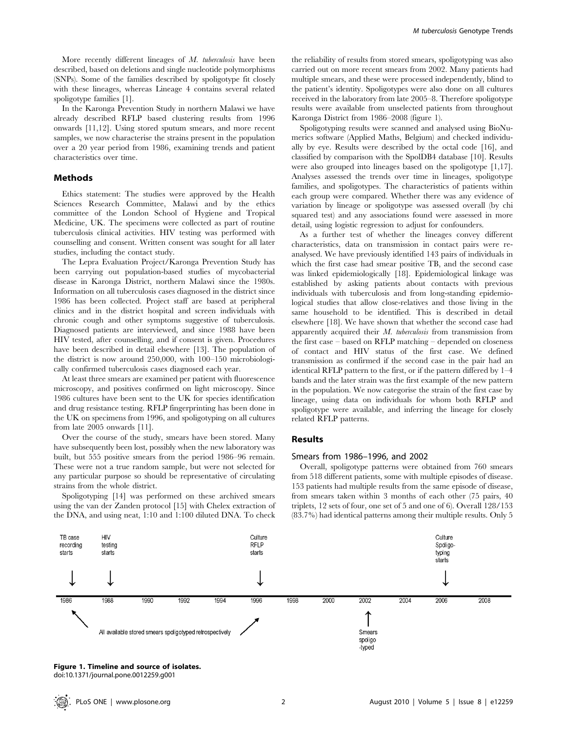More recently different lineages of *M. tuberculosis* have been described, based on deletions and single nucleotide polymorphisms (SNPs). Some of the families described by spoligotype fit closely with these lineages, whereas Lineage 4 contains several related spoligotype families [1].

In the Karonga Prevention Study in northern Malawi we have already described RFLP based clustering results from 1996 onwards [11,12]. Using stored sputum smears, and more recent samples, we now characterise the strains present in the population over a 20 year period from 1986, examining trends and patient characteristics over time.

## Methods

Ethics statement: The studies were approved by the Health Sciences Research Committee, Malawi and by the ethics committee of the London School of Hygiene and Tropical Medicine, UK. The specimens were collected as part of routine tuberculosis clinical activities. HIV testing was performed with counselling and consent. Written consent was sought for all later studies, including the contact study.

The Lepra Evaluation Project/Karonga Prevention Study has been carrying out population-based studies of mycobacterial disease in Karonga District, northern Malawi since the 1980s. Information on all tuberculosis cases diagnosed in the district since 1986 has been collected. Project staff are based at peripheral clinics and in the district hospital and screen individuals with chronic cough and other symptoms suggestive of tuberculosis. Diagnosed patients are interviewed, and since 1988 have been HIV tested, after counselling, and if consent is given. Procedures have been described in detail elsewhere [13]. The population of the district is now around 250,000, with 100–150 microbiologically confirmed tuberculosis cases diagnosed each year.

At least three smears are examined per patient with fluorescence microscopy, and positives confirmed on light microscopy. Since 1986 cultures have been sent to the UK for species identification and drug resistance testing. RFLP fingerprinting has been done in the UK on specimens from 1996, and spoligotyping on all cultures from late 2005 onwards [11].

Over the course of the study, smears have been stored. Many have subsequently been lost, possibly when the new laboratory was built, but 555 positive smears from the period 1986–96 remain. These were not a true random sample, but were not selected for any particular purpose so should be representative of circulating strains from the whole district.

Spoligotyping [14] was performed on these archived smears using the van der Zanden protocol [15] with Chelex extraction of the DNA, and using neat, 1:10 and 1:100 diluted DNA. To check the reliability of results from stored smears, spoligotyping was also carried out on more recent smears from 2002. Many patients had multiple smears, and these were processed independently, blind to the patient's identity. Spoligotypes were also done on all cultures received in the laboratory from late 2005–8. Therefore spoligotype results were available from unselected patients from throughout Karonga District from 1986–2008 (figure 1).

Spoligotyping results were scanned and analysed using BioNumerics software (Applied Maths, Belgium) and checked individually by eye. Results were described by the octal code [16], and classified by comparison with the SpolDB4 database [10]. Results were also grouped into lineages based on the spoligotype [1,17]. Analyses assessed the trends over time in lineages, spoligotype families, and spoligotypes. The characteristics of patients within each group were compared. Whether there was any evidence of variation by lineage or spoligotype was assessed overall (by chi squared test) and any associations found were assessed in more detail, using logistic regression to adjust for confounders.

As a further test of whether the lineages convey different characteristics, data on transmission in contact pairs were re-analysed. We have previously identified 143 pairs of individuals in which the first case had smear positive TB, and the second case was linked epidemiologically [18]. Epidemiological linkage was established by asking patients about contacts with previous individuals with tuberculosis and from long-standing epidemiological studies that allow close-relatives and those living in the same household to be identified. This is described in detail elsewhere [18]. We have shown that whether the second case had apparently acquired their *M. tuberculosis* from transmission from the first case – based on RFLP matching – depended on closeness of contact and HIV status of the first case. We defined transmission as confirmed if the second case in the pair had an identical RFLP pattern to the first, or if the pattern differed by 1–4 bands and the later strain was the first example of the new pattern in the population. We now categorise the strain of the first case by lineage, using data on individuals for whom both RFLP and spoligotype were available, and inferring the lineage for closely related RFLP patterns.

## Results

### Smears from 1986–1996, and 2002

Overall, spoligotype patterns were obtained from 760 smears from 518 different patients, some with multiple episodes of disease. 153 patients had multiple results from the same episode of disease, from smears taken within 3 months of each other (75 pairs, 40 triplets, 12 sets of four, one set of 5 and one of 6). Overall 128/153 (83.7%) had identical patterns among their multiple results. Only 5

**Figure 1. Timeline and source of isolates.**
doi:10.1371/journal.pone.0012259.g001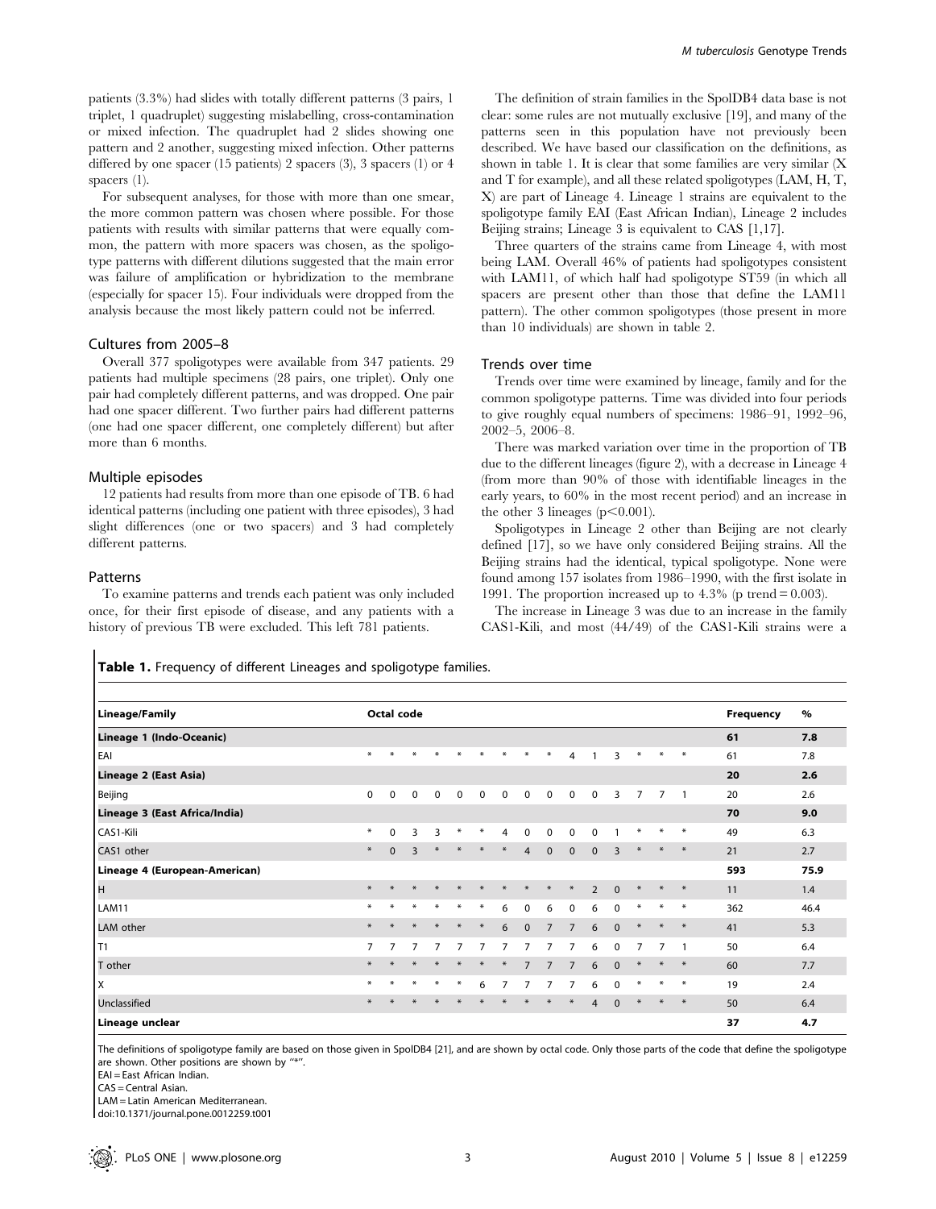patients (3.3%) had slides with totally different patterns (3 pairs, 1 triplet, 1 quadruplet) suggesting mislabelling, cross-contamination or mixed infection. The quadruplet had 2 slides showing one pattern and 2 another, suggesting mixed infection. Other patterns differed by one spacer (15 patients) 2 spacers (3), 3 spacers (1) or 4 spacers (1).

For subsequent analyses, for those with more than one smear, the more common pattern was chosen where possible. For those patients with results with similar patterns that were equally common, the pattern with more spacers was chosen, as the spoligotype patterns with different dilutions suggested that the main error was failure of amplification or hybridization to the membrane (especially for spacer 15). Four individuals were dropped from the analysis because the most likely pattern could not be inferred.

### Cultures from 2005–8

Overall 377 spoligotypes were available from 347 patients. 29 patients had multiple specimens (28 pairs, one triplet). Only one pair had completely different patterns, and was dropped. One pair had one spacer different. Two further pairs had different patterns (one had one spacer different, one completely different) but after more than 6 months.

### Multiple episodes

12 patients had results from more than one episode of TB. 6 had identical patterns (including one patient with three episodes), 3 had slight differences (one or two spacers) and 3 had completely different patterns.

### Patterns

To examine patterns and trends each patient was only included once, for their first episode of disease, and any patients with a history of previous TB were excluded. This left 781 patients.

The definition of strain families in the SpolDB4 data base is not clear: some rules are not mutually exclusive [19], and many of the patterns seen in this population have not previously been described. We have based our classification on the definitions, as shown in table 1. It is clear that some families are very similar (X and T for example), and all these related spoligotypes (LAM, H, T, X) are part of Lineage 4. Lineage 1 strains are equivalent to the spoligotype family EAI (East African Indian), Lineage 2 includes Beijing strains; Lineage 3 is equivalent to CAS [1,17].

Three quarters of the strains came from Lineage 4, with most being LAM. Overall 46% of patients had spoligotypes consistent with LAM11, of which half had spoligotype ST59 (in which all spacers are present other than those that define the LAM11 pattern). The other common spoligotypes (those present in more than 10 individuals) are shown in table 2.

### Trends over time

Trends over time were examined by lineage, family and for the common spoligotype patterns. Time was divided into four periods to give roughly equal numbers of specimens: 1986–91, 1992–96, 2002–5, 2006–8.

There was marked variation over time in the proportion of TB due to the different lineages (figure 2), with a decrease in Lineage 4 (from more than 90% of those with identifiable lineages in the early years, to 60% in the most recent period) and an increase in the other 3 lineages ($p<0.001$).

Spoligotypes in Lineage 2 other than Beijing are not clearly defined [17], so we have only considered Beijing strains. All the Beijing strains had the identical, typical spoligotype. None were found among 157 isolates from 1986–1990, with the first isolate in 1991. The proportion increased up to 4.3% (p trend = 0.003).

The increase in Lineage 3 was due to an increase in the family CAS1-Kili, and most (44/49) of the CAS1-Kili strains were a

**Table 1.** Frequency of different Lineages and spoligotype families.

| Lineage/Family | Octal code | | | | | | | | | | | | | | | Frequency | % |
|---|---|---|---|---|---|---|---|---|---|---|---|---|---|---|---|---|---|
| **Lineage 1 (Indo-Oceanic)** | | | | | | | | | | | | | | | | **61** | **7.8** |
| EAI | * | * | * | * | * | * | * | * | * | 4 | 1 | 3 | * | * | * | 61 | 7.8 |
| **Lineage 2 (East Asia)** | | | | | | | | | | | | | | | | **20** | **2.6** |
| Beijing | 0 | 0 | 0 | 0 | 0 | 0 | 0 | 0 | 0 | 0 | 0 | 3 | 7 | 7 | 1 | 20 | 2.6 |
| **Lineage 3 (East Africa/India)** | | | | | | | | | | | | | | | | **70** | **9.0** |
| CAS1-Kili | * | 0 | 3 | 3 | * | * | 4 | 0 | 0 | 0 | 0 | 1 | * | * | * | 49 | 6.3 |
| CAS1 other | * | 0 | 3 | * | * | * | * | 4 | 0 | 0 | 0 | 3 | * | * | * | 21 | 2.7 |
| **Lineage 4 (European-American)** | | | | | | | | | | | | | | | | **593** | **75.9** |
| H | * | * | * | * | * | * | * | * | * | * | 2 | 0 | * | * | * | 11 | 1.4 |
| LAM11 | * | * | * | * | * | * | 6 | 0 | 6 | 0 | 6 | 0 | * | * | * | 362 | 46.4 |
| LAM other | * | * | * | * | * | * | 6 | 0 | 7 | 7 | 6 | 0 | * | * | * | 41 | 5.3 |
| T1 | 7 | 7 | 7 | 7 | 7 | 7 | 7 | 7 | 7 | 7 | 6 | 0 | 7 | 7 | 1 | 50 | 6.4 |
| T other | * | * | * | * | * | * | * | 7 | 7 | 7 | 6 | 0 | * | * | * | 60 | 7.7 |
| X | * | * | * | * | * | 6 | 7 | 7 | 7 | 7 | 6 | 0 | * | * | * | 19 | 2.4 |
| Unclassified | * | * | * | * | * | * | * | * | * | * | 4 | 0 | * | * | * | 50 | 6.4 |
| **Lineage unclear** | | | | | | | | | | | | | | | | **37** | **4.7** |

The definitions of spoligotype family are based on those given in SpolDB4 [21], and are shown by octal code. Only those parts of the code that define the spoligotype are shown. Other positions are shown by "*".
EAI = East African Indian.
CAS = Central Asian.
LAM = Latin American Mediterranean.
doi:10.1371/journal.pone.0012259.t001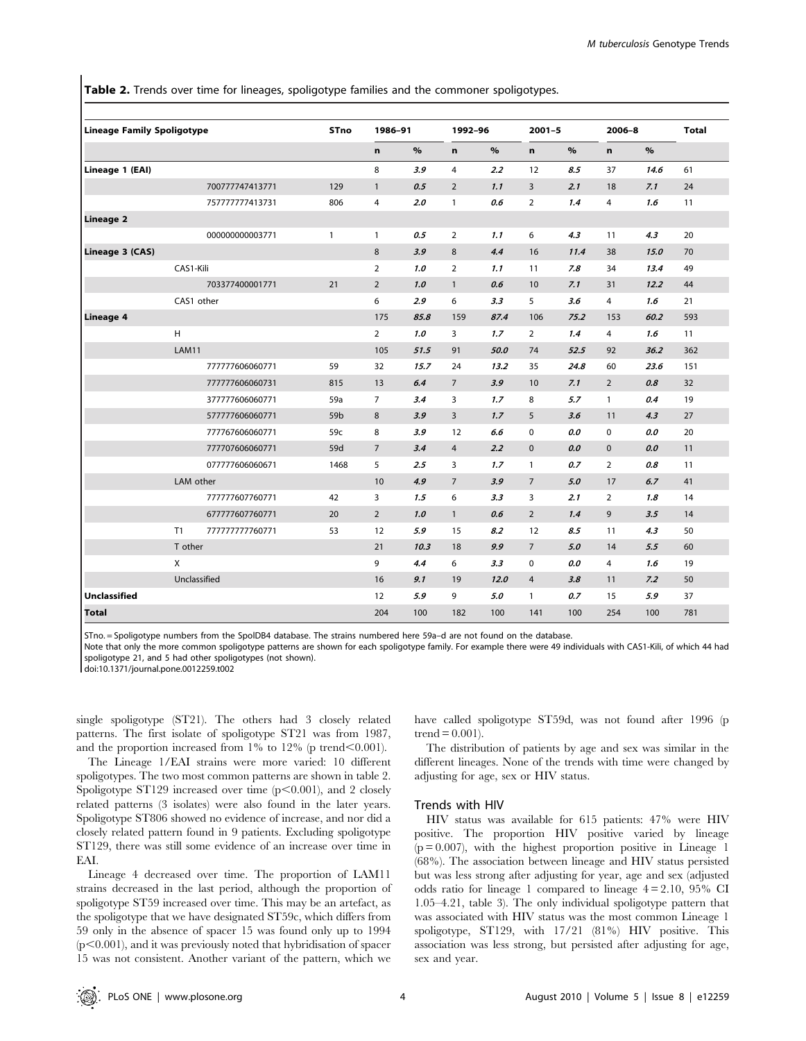**Table 2.** Trends over time for lineages, spoligotype families and the commoner spoligotypes.

| Lineage Family Spoligotype | | | STno | 1986–91 | | 1992–96 | | 2001–5 | | 2006–8 | | Total |
|---|---|---|---|---|---|---|---|---|---|---|---|---|
| | | | | n | % | n | % | n | % | n | % | |
| **Lineage 1 (EAI)** | | | | 8 | *3.9* | 4 | *2.2* | 12 | *8.5* | 37 | *14.6* | 61 |
| | | 700777747413771 | 129 | 1 | *0.5* | 2 | *1.1* | 3 | *2.1* | 18 | *7.1* | 24 |
| | | 757777777413731 | 806 | 4 | *2.0* | 1 | *0.6* | 2 | *1.4* | 4 | *1.6* | 11 |
| **Lineage 2** | | | | | | | | | | | | |
| | | 000000000003771 | 1 | 1 | *0.5* | 2 | *1.1* | 6 | *4.3* | 11 | *4.3* | 20 |
| **Lineage 3 (CAS)** | | | | 8 | *3.9* | 8 | *4.4* | 16 | *11.4* | 38 | *15.0* | 70 |
| | CAS1-Kili | | | 2 | *1.0* | 2 | *1.1* | 11 | *7.8* | 34 | *13.4* | 49 |
| | | 703377400001771 | 21 | 2 | *1.0* | 1 | *0.6* | 10 | *7.1* | 31 | *12.2* | 44 |
| | CAS1 other | | | 6 | *2.9* | 6 | *3.3* | 5 | *3.6* | 4 | *1.6* | 21 |
| **Lineage 4** | | | | 175 | *85.8* | 159 | *87.4* | 106 | *75.2* | 153 | *60.2* | 593 |
| | H | | | 2 | *1.0* | 3 | *1.7* | 2 | *1.4* | 4 | *1.6* | 11 |
| | LAM11 | | | 105 | *51.5* | 91 | *50.0* | 74 | *52.5* | 92 | *36.2* | 362 |
| | | 777777606060771 | 59 | 32 | *15.7* | 24 | *13.2* | 35 | *24.8* | 60 | *23.6* | 151 |
| | | 777777606060731 | 815 | 13 | *6.4* | 7 | *3.9* | 10 | *7.1* | 2 | *0.8* | 32 |
| | | 377777606060771 | 59a | 7 | *3.4* | 3 | *1.7* | 8 | *5.7* | 1 | *0.4* | 19 |
| | | 577777606060771 | 59b | 8 | *3.9* | 3 | *1.7* | 5 | *3.6* | 11 | *4.3* | 27 |
| | | 777767606060771 | 59c | 8 | *3.9* | 12 | *6.6* | 0 | *0.0* | 0 | *0.0* | 20 |
| | | 777707606060771 | 59d | 7 | *3.4* | 4 | *2.2* | 0 | *0.0* | 0 | *0.0* | 11 |
| | | 077777606060671 | 1468 | 5 | *2.5* | 3 | *1.7* | 1 | *0.7* | 2 | *0.8* | 11 |
| | LAM other | | | 10 | *4.9* | 7 | *3.9* | 7 | *5.0* | 17 | *6.7* | 41 |
| | | 777777607760771 | 42 | 3 | *1.5* | 6 | *3.3* | 3 | *2.1* | 2 | *1.8* | 14 |
| | | 677777607760771 | 20 | 2 | *1.0* | 1 | *0.6* | 2 | *1.4* | 9 | *3.5* | 14 |
| | T1 | 777777777760771 | 53 | 12 | *5.9* | 15 | *8.2* | 12 | *8.5* | 11 | *4.3* | 50 |
| | T other | | | 21 | *10.3* | 18 | *9.9* | 7 | *5.0* | 14 | *5.5* | 60 |
| | X | | | 9 | *4.4* | 6 | *3.3* | 0 | *0.0* | 4 | *1.6* | 19 |
| | Unclassified | | | 16 | *9.1* | 19 | *12.0* | 4 | *3.8* | 11 | *7.2* | 50 |
| **Unclassified** | | | | 12 | *5.9* | 9 | *5.0* | 1 | *0.7* | 15 | *5.9* | 37 |
| **Total** | | | | 204 | 100 | 182 | 100 | 141 | 100 | 254 | 100 | 781 |

STno. = Spoligotype numbers from the SpolDB4 database. The strains numbered here 59a–d are not found on the database.
Note that only the more common spoligotype patterns are shown for each spoligotype family. For example there were 49 individuals with CAS1-Kili, of which 44 had spoligotype 21, and 5 had other spoligotypes (not shown).
doi:10.1371/journal.pone.0012259.t002

single spoligotype (ST21). The others had 3 closely related patterns. The first isolate of spoligotype ST21 was from 1987, and the proportion increased from 1% to 12% (p trend$<$0.001).

The Lineage 1/EAI strains were more varied: 10 different spoligotypes. The two most common patterns are shown in table 2. Spoligotype ST129 increased over time ($p<0.001$), and 2 closely related patterns (3 isolates) were also found in the later years. Spoligotype ST806 showed no evidence of increase, and nor did a closely related pattern found in 9 patients. Excluding spoligotype ST129, there was still some evidence of an increase over time in EAI.

Lineage 4 decreased over time. The proportion of LAM11 strains decreased in the last period, although the proportion of spoligotype ST59 increased over time. This may be an artefact, as the spoligotype that we have designated ST59c, which differs from 59 only in the absence of spacer 15 was found only up to 1994 ($p<0.001$), and it was previously noted that hybridisation of spacer 15 was not consistent. Another variant of the pattern, which we have called spoligotype ST59d, was not found after 1996 (p trend = 0.001).

The distribution of patients by age and sex was similar in the different lineages. None of the trends with time were changed by adjusting for age, sex or HIV status.

### Trends with HIV

HIV status was available for 615 patients: 47% were HIV positive. The proportion HIV positive varied by lineage ($p = 0.007$), with the highest proportion positive in Lineage 1 (68%). The association between lineage and HIV status persisted but was less strong after adjusting for year, age and sex (adjusted odds ratio for lineage 1 compared to lineage 4 = 2.10, 95% CI 1.05–4.21, table 3). The only individual spoligotype pattern that was associated with HIV status was the most common Lineage 1 spoligotype, ST129, with 17/21 (81%) HIV positive. This association was less strong, but persisted after adjusting for age, sex and year.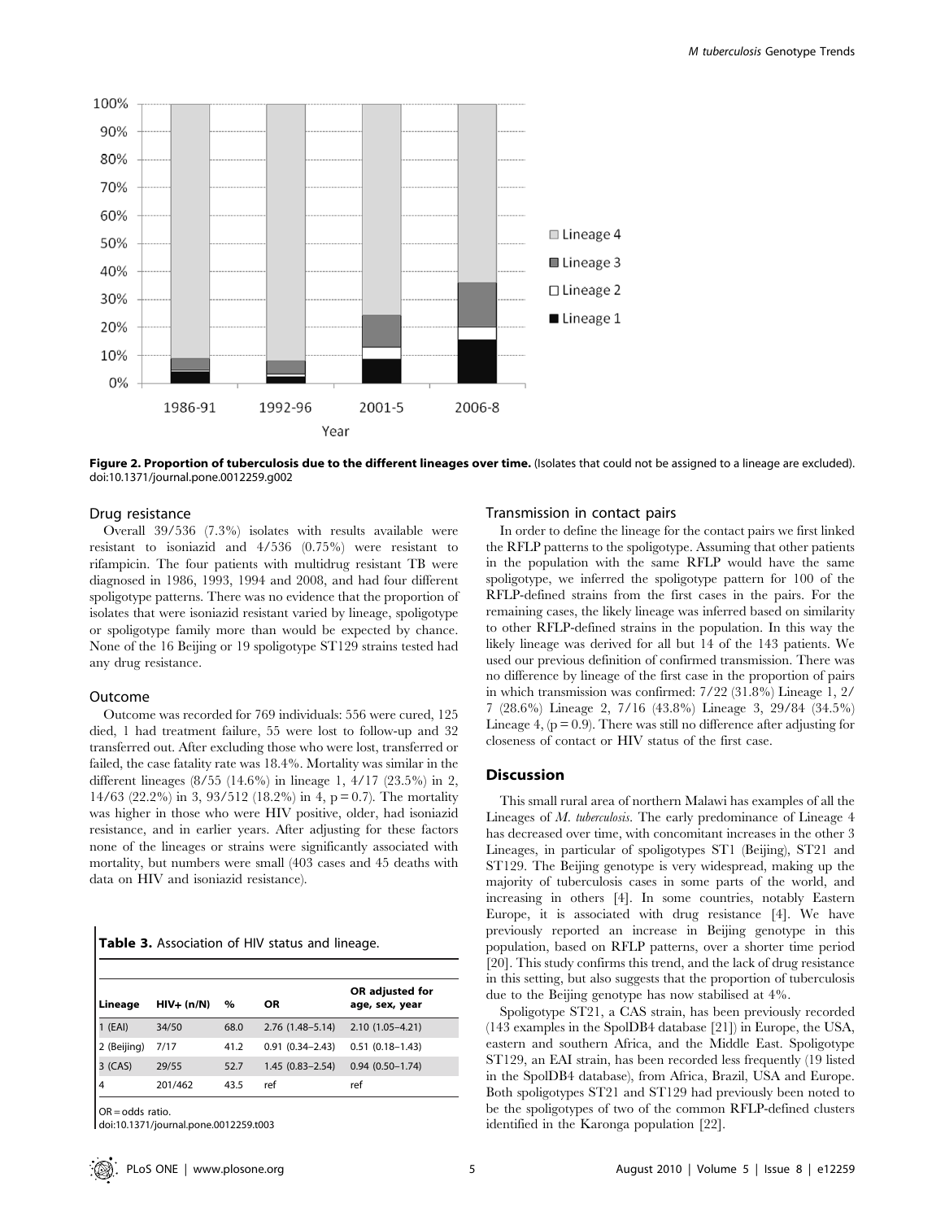Figure 2. Proportion of tuberculosis due to the different lineages over time. (Isolates that could not be assigned to a lineage are excluded). doi:10.1371/journal.pone.0012259.g002

### Drug resistance

Overall 39/536 (7.3%) isolates with results available were resistant to isoniazid and 4/536 (0.75%) were resistant to rifampicin. The four patients with multidrug resistant TB were diagnosed in 1986, 1993, 1994 and 2008, and had four different spoligotype patterns. There was no evidence that the proportion of isolates that were isoniazid resistant varied by lineage, spoligotype or spoligotype family more than would be expected by chance. None of the 16 Beijing or 19 spoligotype ST129 strains tested had any drug resistance.

### Outcome

Outcome was recorded for 769 individuals: 556 were cured, 125 died, 1 had treatment failure, 55 were lost to follow-up and 32 transferred out. After excluding those who were lost, transferred or failed, the case fatality rate was 18.4%. Mortality was similar in the different lineages (8/55 (14.6%) in lineage 1, 4/17 (23.5%) in 2, 14/63 (22.2%) in 3, 93/512 (18.2%) in 4, $p = 0.7$). The mortality was higher in those who were HIV positive, older, had isoniazid resistance, and in earlier years. After adjusting for these factors none of the lineages or strains were significantly associated with mortality, but numbers were small (403 cases and 45 deaths with data on HIV and isoniazid resistance).

**Table 3.** Association of HIV status and lineage.

| Lineage | HIV+ (n/N) | % | OR | OR adjusted for age, sex, year |
|---|---|---|---|---|
| 1 (EAI) | 34/50 | 68.0 | 2.76 (1.48–5.14) | 2.10 (1.05–4.21) |
| 2 (Beijing) | 7/17 | 41.2 | 0.91 (0.34–2.43) | 0.51 (0.18–1.43) |
| 3 (CAS) | 29/55 | 52.7 | 1.45 (0.83–2.54) | 0.94 (0.50–1.74) |
| 4 | 201/462 | 43.5 | ref | ref |

OR = odds ratio.
doi:10.1371/journal.pone.0012259.t003

### Transmission in contact pairs

In order to define the lineage for the contact pairs we first linked the RFLP patterns to the spoligotype. Assuming that other patients in the population with the same RFLP would have the same spoligotype, we inferred the spoligotype pattern for 100 of the RFLP-defined strains from the first cases in the pairs. For the remaining cases, the likely lineage was inferred based on similarity to other RFLP-defined strains in the population. In this way the likely lineage was derived for all but 14 of the 143 patients. We used our previous definition of confirmed transmission. There was no difference by lineage of the first case in the proportion of pairs in which transmission was confirmed: 7/22 (31.8%) Lineage 1, 2/7 (28.6%) Lineage 2, 7/16 (43.8%) Lineage 3, 29/84 (34.5%) Lineage 4, ($p = 0.9$). There was still no difference after adjusting for closeness of contact or HIV status of the first case.

## Discussion

This small rural area of northern Malawi has examples of all the Lineages of *M. tuberculosis*. The early predominance of Lineage 4 has decreased over time, with concomitant increases in the other 3 Lineages, in particular of spoligotypes ST1 (Beijing), ST21 and ST129. The Beijing genotype is very widespread, making up the majority of tuberculosis cases in some parts of the world, and increasing in others [4]. In some countries, notably Eastern Europe, it is associated with drug resistance [4]. We have previously reported an increase in Beijing genotype in this population, based on RFLP patterns, over a shorter time period [20]. This study confirms this trend, and the lack of drug resistance in this setting, but also suggests that the proportion of tuberculosis due to the Beijing genotype has now stabilised at 4%.

Spoligotype ST21, a CAS strain, has been previously recorded (143 examples in the SpolDB4 database [21]) in Europe, the USA, eastern and southern Africa, and the Middle East. Spoligotype ST129, an EAI strain, has been recorded less frequently (19 listed in the SpolDB4 database), from Africa, Brazil, USA and Europe. Both spoligotypes ST21 and ST129 had previously been noted to be the spoligotypes of two of the common RFLP-defined clusters identified in the Karonga population [22].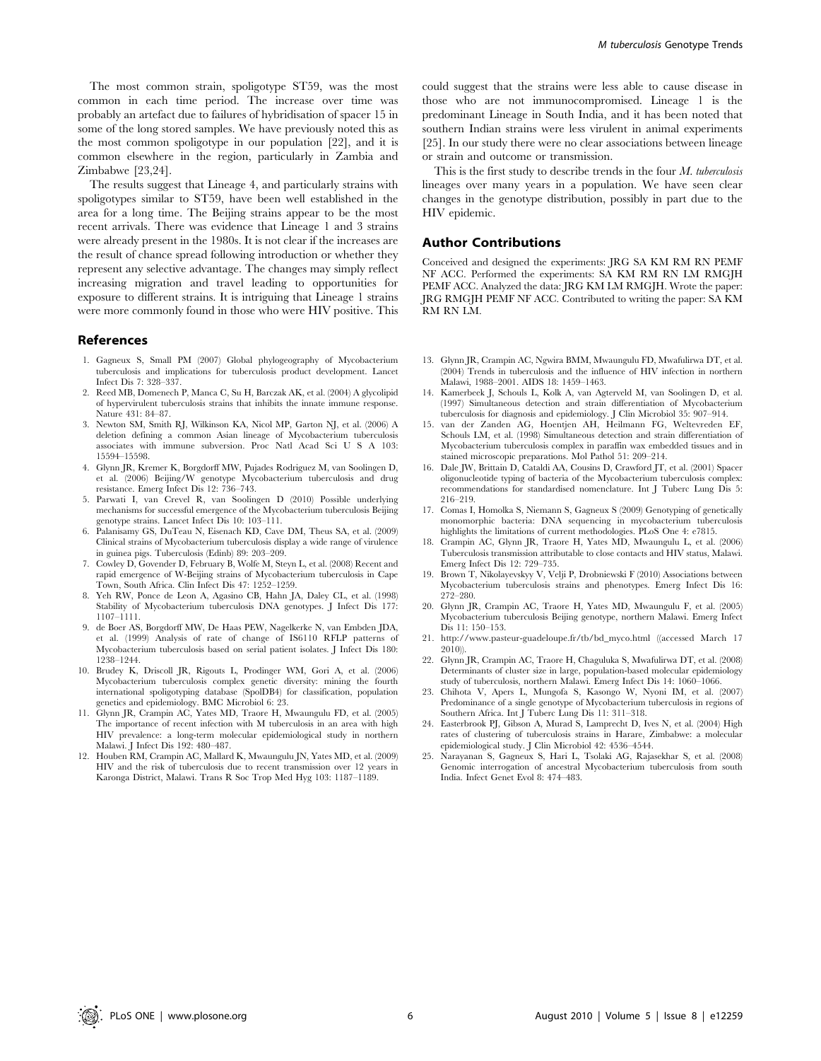The most common strain, spoligotype ST59, was the most common in each time period. The increase over time was probably an artefact due to failures of hybridisation of spacer 15 in some of the long stored samples. We have previously noted this as the most common spoligotype in our population [22], and it is common elsewhere in the region, particularly in Zambia and Zimbabwe [23,24].

The results suggest that Lineage 4, and particularly strains with spoligotypes similar to ST59, have been well established in the area for a long time. The Beijing strains appear to be the most recent arrivals. There was evidence that Lineage 1 and 3 strains were already present in the 1980s. It is not clear if the increases are the result of chance spread following introduction or whether they represent any selective advantage. The changes may simply reflect increasing migration and travel leading to opportunities for exposure to different strains. It is intriguing that Lineage 1 strains were more commonly found in those who were HIV positive. This could suggest that the strains were less able to cause disease in those who are not immunocompromised. Lineage 1 is the predominant Lineage in South India, and it has been noted that southern Indian strains were less virulent in animal experiments [25]. In our study there were no clear associations between lineage or strain and outcome or transmission.

This is the first study to describe trends in the four *M. tuberculosis* lineages over many years in a population. We have seen clear changes in the genotype distribution, possibly in part due to the HIV epidemic.

## Author Contributions

Conceived and designed the experiments: JRG SA KM RM RN PEMF NF ACC. Performed the experiments: SA KM RM RN LM RMGJH PEMF ACC. Analyzed the data: JRG KM LM RMGJH. Wrote the paper: JRG RMGJH PEMF NF ACC. Contributed to writing the paper: SA KM RM RN LM.

## References

1. Gagneux S, Small PM (2007) Global phylogeography of Mycobacterium tuberculosis and implications for tuberculosis product development. Lancet Infect Dis 7: 328–337.
2. Reed MB, Domenech P, Manca C, Su H, Barczak AK, et al. (2004) A glycolipid of hypervirulent tuberculosis strains that inhibits the innate immune response. Nature 431: 84–87.
3. Newton SM, Smith RJ, Wilkinson KA, Nicol MP, Garton NJ, et al. (2006) A deletion defining a common Asian lineage of Mycobacterium tuberculosis associates with immune subversion. Proc Natl Acad Sci U S A 103: 15594–15598.
4. Glynn JR, Kremer K, Borgdorff MW, Pujades Rodriguez M, van Soolingen D, et al. (2006) Beijing/W genotype Mycobacterium tuberculosis and drug resistance. Emerg Infect Dis 12: 736–743.
5. Parwati I, van Crevel R, van Soolingen D (2010) Possible underlying mechanisms for successful emergence of the Mycobacterium tuberculosis Beijing genotype strains. Lancet Infect Dis 10: 103–111.
6. Palanisamy GS, DuTeau N, Eisenach KD, Cave DM, Theus SA, et al. (2009) Clinical strains of Mycobacterium tuberculosis display a wide range of virulence in guinea pigs. Tuberculosis (Edinb) 89: 203–209.
7. Cowley D, Govender D, February B, Wolfe M, Steyn L, et al. (2008) Recent and rapid emergence of W-Beijing strains of Mycobacterium tuberculosis in Cape Town, South Africa. Clin Infect Dis 47: 1252–1259.
8. Yeh RW, Ponce de Leon A, Agasino CB, Hahn JA, Daley CL, et al. (1998) Stability of Mycobacterium tuberculosis DNA genotypes. J Infect Dis 177: 1107–1111.
9. de Boer AS, Borgdorff MW, De Haas PEW, Nagelkerke N, van Embden JDA, et al. (1999) Analysis of rate of change of IS6110 RFLP patterns of Mycobacterium tuberculosis based on serial patient isolates. J Infect Dis 180: 1238–1244.
10. Brudey K, Driscoll JR, Rigouts L, Prodinger WM, Gori A, et al. (2006) Mycobacterium tuberculosis complex genetic diversity: mining the fourth international spoligotyping database (SpolDB4) for classification, population genetics and epidemiology. BMC Microbiol 6: 23.
11. Glynn JR, Crampin AC, Yates MD, Traore H, Mwaungulu FD, et al. (2005) The importance of recent infection with M tuberculosis in an area with high HIV prevalence: a long-term molecular epidemiological study in northern Malawi. J Infect Dis 192: 480–487.
12. Houben RM, Crampin AC, Mallard K, Mwaungulu JN, Yates MD, et al. (2009) HIV and the risk of tuberculosis due to recent transmission over 12 years in Karonga District, Malawi. Trans R Soc Trop Med Hyg 103: 1187–1189.
13. Glynn JR, Crampin AC, Ngwira BMM, Mwaungulu FD, Mwafulirwa DT, et al. (2004) Trends in tuberculosis and the influence of HIV infection in northern Malawi, 1988–2001. AIDS 18: 1459–1463.
14. Kamerbeek J, Schouls L, Kolk A, van Agterveld M, van Soolingen D, et al. (1997) Simultaneous detection and strain differentiation of Mycobacterium tuberculosis for diagnosis and epidemiology. J Clin Microbiol 35: 907–914.
15. van der Zanden AG, Hoentjen AH, Heilmann FG, Weltevreden EF, Schouls LM, et al. (1998) Simultaneous detection and strain differentiation of Mycobacterium tuberculosis complex in paraffin wax embedded tissues and in stained microscopic preparations. Mol Pathol 51: 209–214.
16. Dale JW, Brittain D, Cataldi AA, Cousins D, Crawford JT, et al. (2001) Spacer oligonucleotide typing of bacteria of the Mycobacterium tuberculosis complex: recommendations for standardised nomenclature. Int J Tuberc Lung Dis 5: 216–219.
17. Comas I, Homolka S, Niemann S, Gagneux S (2009) Genotyping of genetically monomorphic bacteria: DNA sequencing in mycobacterium tuberculosis highlights the limitations of current methodologies. PLoS One 4: e7815.
18. Crampin AC, Glynn JR, Traore H, Yates MD, Mwaungulu L, et al. (2006) Tuberculosis transmission attributable to close contacts and HIV status, Malawi. Emerg Infect Dis 12: 729–735.
19. Brown T, Nikolayevskyy V, Velji P, Drobniewski F (2010) Associations between Mycobacterium tuberculosis strains and phenotypes. Emerg Infect Dis 16: 272–280.
20. Glynn JR, Crampin AC, Traore H, Yates MD, Mwaungulu F, et al. (2005) Mycobacterium tuberculosis Beijing genotype, northern Malawi. Emerg Infect Dis 11: 150–153.
21. http://www.pasteur-guadeloupe.fr/tb/bd_myco.html ((accessed March 17 2010)).
22. Glynn JR, Crampin AC, Traore H, Chaguluka S, Mwafulirwa DT, et al. (2008) Determinants of cluster size in large, population-based molecular epidemiology study of tuberculosis, northern Malawi. Emerg Infect Dis 14: 1060–1066.
23. Chihota V, Apers L, Mungofa S, Kasongo W, Nyoni IM, et al. (2007) Predominance of a single genotype of Mycobacterium tuberculosis in regions of Southern Africa. Int J Tuberc Lung Dis 11: 311–318.
24. Easterbrook PJ, Gibson A, Murad S, Lamprecht D, Ives N, et al. (2004) High rates of clustering of tuberculosis strains in Harare, Zimbabwe: a molecular epidemiological study. J Clin Microbiol 42: 4536–4544.
25. Narayanan S, Gagneux S, Hari L, Tsolaki AG, Rajasekhar S, et al. (2008) Genomic interrogation of ancestral Mycobacterium tuberculosis from south India. Infect Genet Evol 8: 474–483.